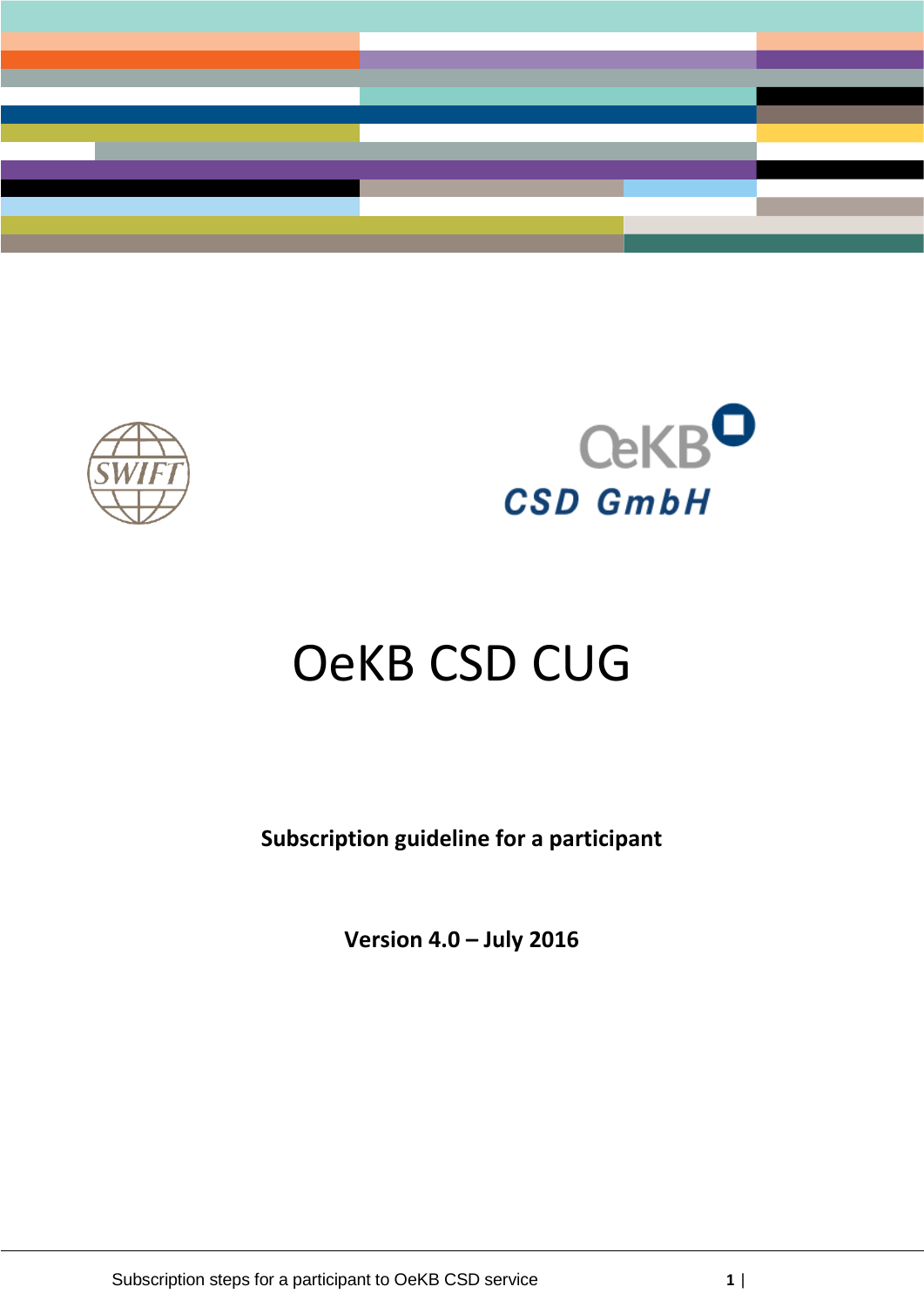# OeKB CSD CUG

**Subscription guideline for a participant**

**Version 4.0 – July 2016**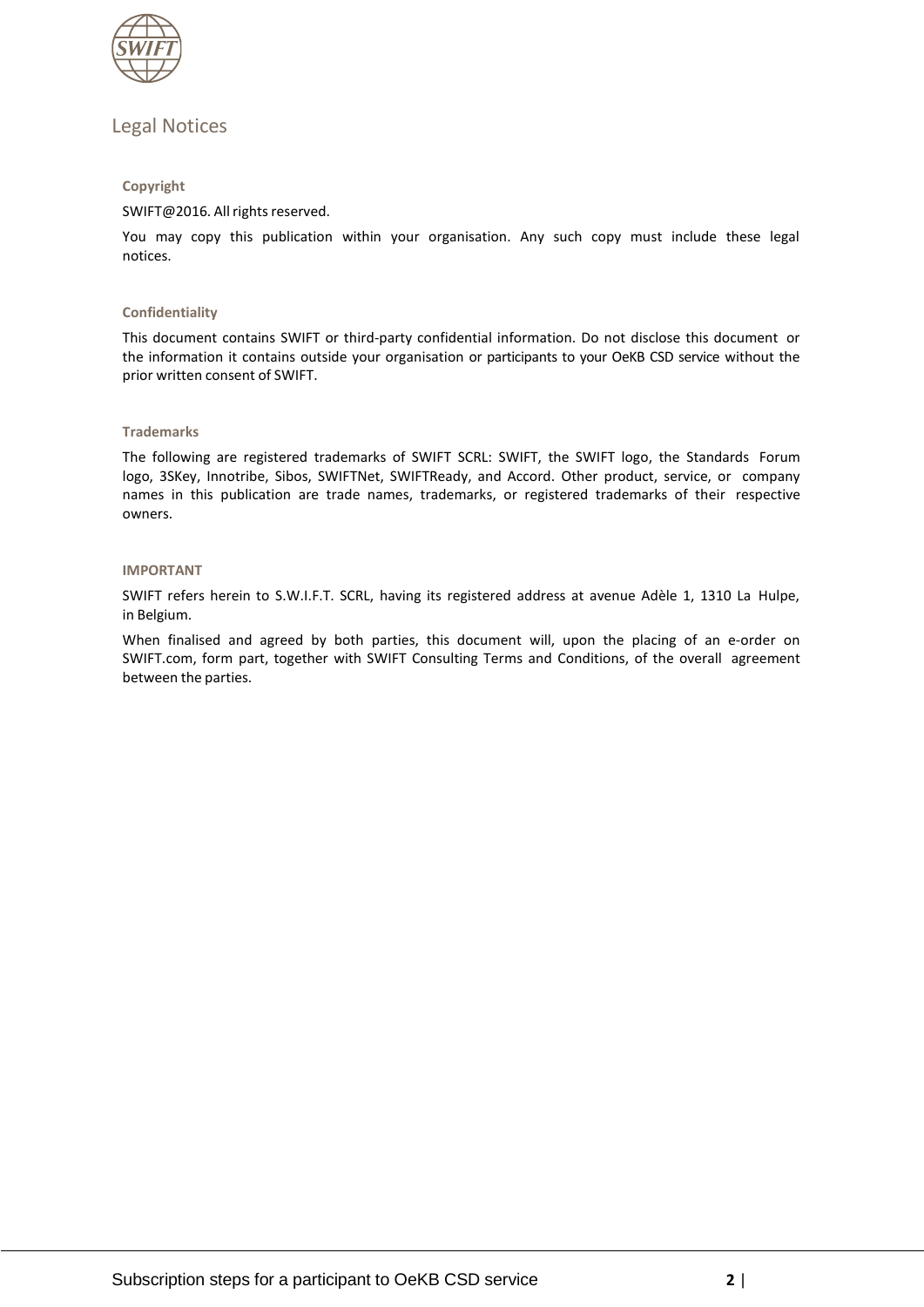# Legal Notices

### Copyright

SWIFT@2016. All rights reserved.

You may copy this publication within your organisation. Any such copy must include these legal notices.

### Confidentiality

This document contains SWIFT or third-party confidential information. Do not disclose this document or the information it contains outside your organisation or participants to your OeKB CSD service without the prior written consent of SWIFT.

### Trademarks

The following are registered trademarks of SWIFT SCRL: SWIFT, the SWIFT logo, the Standards Forum logo, 3SKey, Innotribe, Sibos, SWIFTNet, SWIFTReady, and Accord. Other product, service, or company names in this publication are trade names, trademarks, or registered trademarks of their respective owners.

### IMPORTANT

SWIFT refers herein to S.W.I.F.T. SCRL, having its registered address at avenue Adèle 1, 1310 La Hulpe, in Belgium.

When finalised and agreed by both parties, this document will, upon the placing of an e-order on SWIFT.com, form part, together with SWIFT Consulting Terms and Conditions, of the overall agreement between the parties.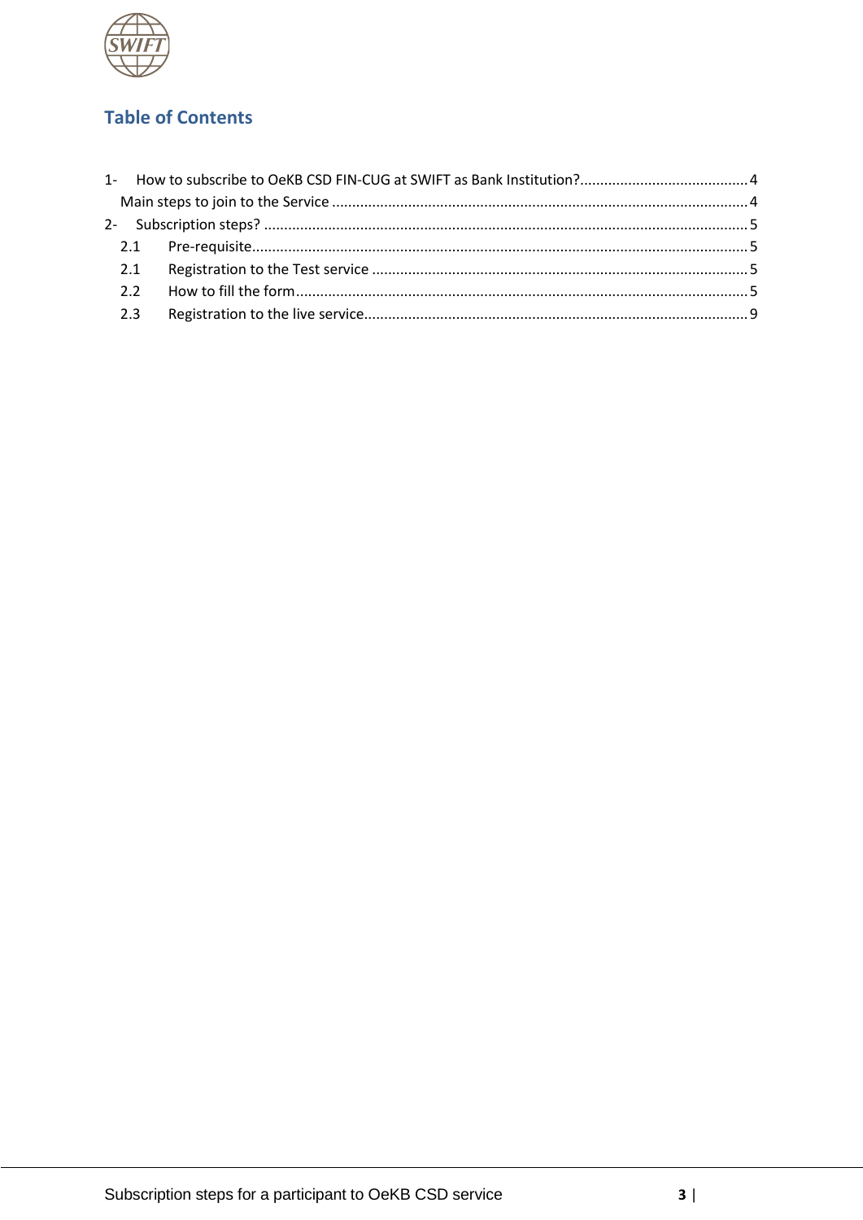## Table of Contents

1- How to subscribe to OeKB CSD FIN-CUG at SWIFT as Bank Institution? .......... 4

Main steps to join to the Service .......... 4

2- Subscription steps? .......... 5

2.1 Pre-requisite .......... 5

2.1 Registration to the Test service .......... 5

2.2 How to fill the form .......... 5

2.3 Registration to the live service .......... 9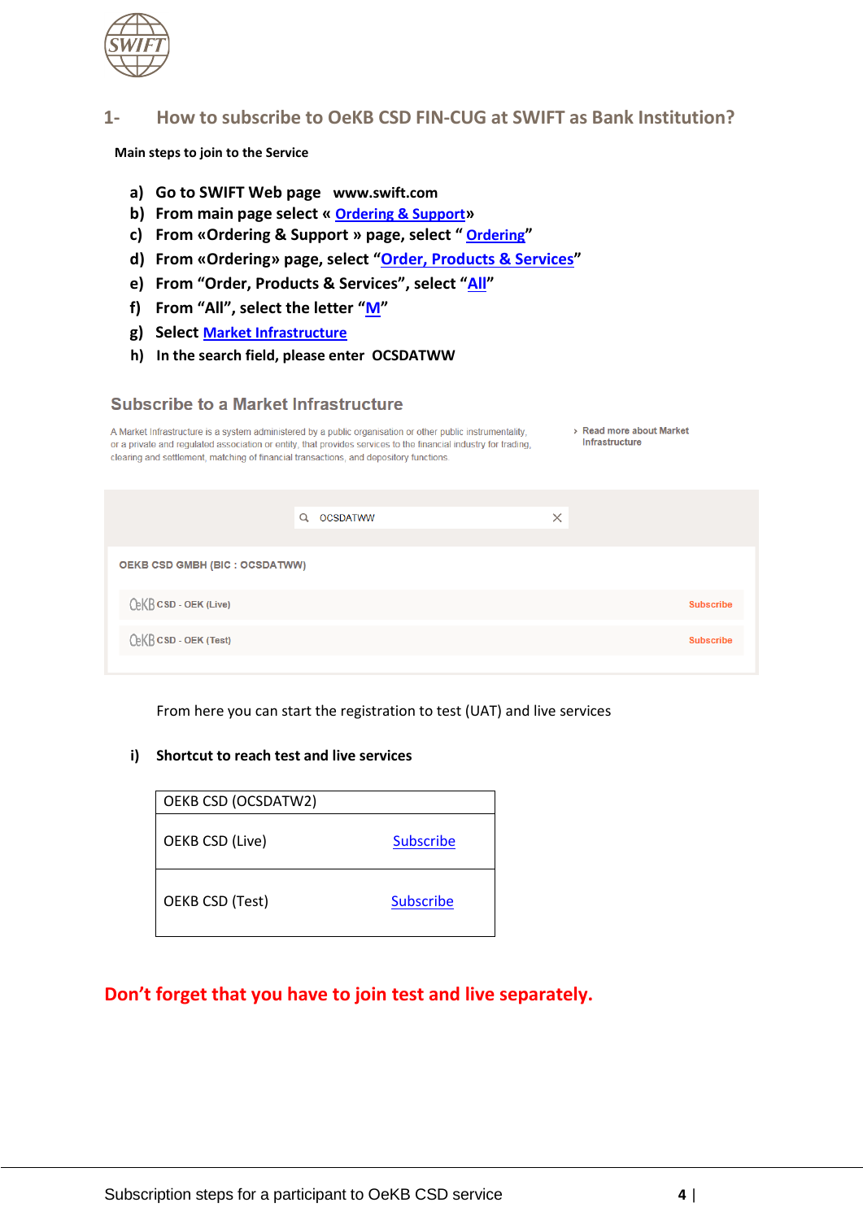## 1- How to subscribe to OeKB CSD FIN-CUG at SWIFT as Bank Institution?

**Main steps to join to the Service**

a) **Go to SWIFT Web page www.swift.com**
b) **From main page select « Ordering & Support»**
c) **From «Ordering & Support » page, select " Ordering"**
d) **From «Ordering» page, select "Order, Products & Services"**
e) **From "Order, Products & Services", select "All"**
f) **From "All", select the letter "M"**
g) **Select Market Infrastructure**
h) **In the search field, please enter OCSDATWW**

### Subscribe to a Market Infrastructure

A Market Infrastructure is a system administered by a public organisation or other public instrumentality, or a private and regulated association or entity, that provides services to the financial industry for trading, clearing and settlement, matching of financial transactions, and depository functions.

› Read more about Market Infrastructure

OCSDATWW

OEKB CSD GMBH (BIC : OCSDATWW)

| | |
|---|---|
| OeKB CSD - OEK (Live) | Subscribe |
| OeKB CSD - OEK (Test) | Subscribe |

From here you can start the registration to test (UAT) and live services

i) **Shortcut to reach test and live services**

| OEKB CSD (OCSDATW2) | |
|---|---|
| OEKB CSD (Live) | Subscribe |
| OEKB CSD (Test) | Subscribe |

**Don't forget that you have to join test and live separately.**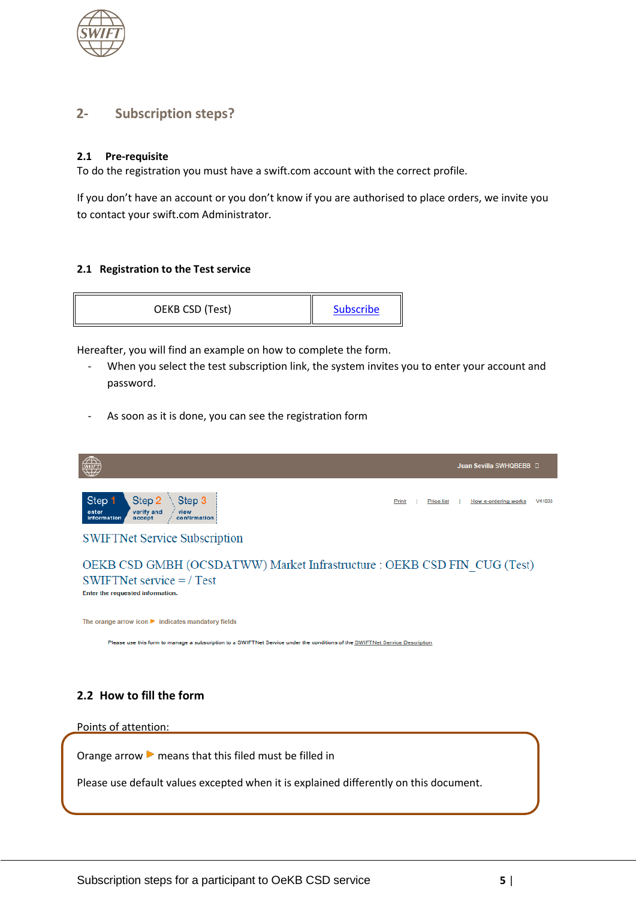## 2- Subscription steps?

### 2.1 Pre-requisite

To do the registration you must have a swift.com account with the correct profile.

If you don't have an account or you don't know if you are authorised to place orders, we invite you to contact your swift.com Administrator.

### 2.1 Registration to the Test service

| OEKB CSD (Test) | Subscribe |
|---|---|

Hereafter, you will find an example on how to complete the form.

- When you select the test subscription link, the system invites you to enter your account and password.

- As soon as it is done, you can see the registration form

Juan Sevilla SWHQBEBB

Step 1 enter information | Step 2 verify and accept | Step 3 view confirmation

Print | Price list | How e-ordering works V41033

SWIFTNet Service Subscription

OEKB CSD GMBH (OCSDATWW) Market Infrastructure : OEKB CSD FIN_CUG (Test)
SWIFTNet service = / Test

Enter the requested information.

The orange arrow icon ▶ indicates mandatory fields

Please use this form to manage a subscription to a SWIFTNet Service under the conditions of the SWIFTNet Service Description

### 2.2 How to fill the form

Points of attention:

Orange arrow ▶ means that this filed must be filled in

Please use default values excepted when it is explained differently on this document.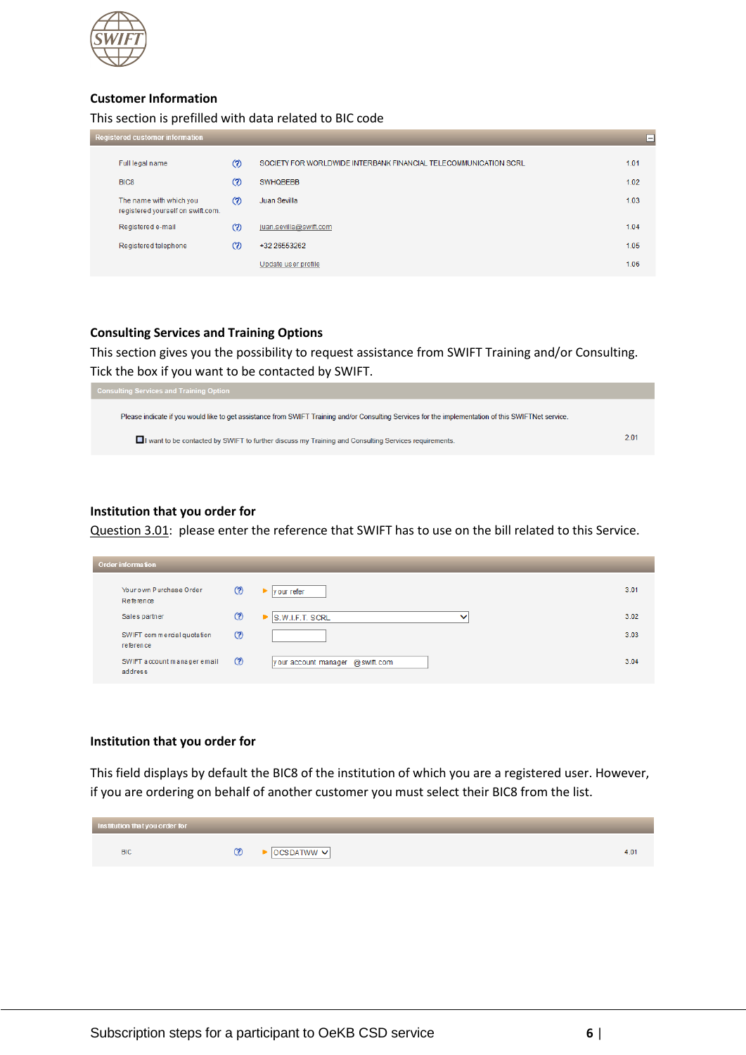## Customer Information

This section is prefilled with data related to BIC code

**Registered customer information**

| | | |
|---|---|---|
| Full legal name | SOCIETY FOR WORLDWIDE INTERBANK FINANCIAL TELECOMMUNICATION SCRL | 1.01 |
| BIC8 | SWHQBEBB | 1.02 |
| The name with which you registered yourself on swift.com. | Juan Sevilla | 1.03 |
| Registered e-mail | juan.sevilla@swift.com | 1.04 |
| Registered telephone | +32 26553262 | 1.05 |
| | Update user profile | 1.06 |

## Consulting Services and Training Options

This section gives you the possibility to request assistance from SWIFT Training and/or Consulting. Tick the box if you want to be contacted by SWIFT.

**Consulting Services and Training Option**

Please indicate if you would like to get assistance from SWIFT Training and/or Consulting Services for the implementation of this SWIFTNet service.

☐ I want to be contacted by SWIFT to further discuss my Training and Consulting Services requirements. 2.01

## Institution that you order for

Question 3.01: please enter the reference that SWIFT has to use on the bill related to this Service.

**Order information**

| | | |
|---|---|---|
| Your own Purchase Order Reference | your refer | 3.01 |
| Sales partner | S.W.I.F.T. SCRL | 3.02 |
| SWIFT commercial quotation reference | | 3.03 |
| SWIFT account manager email address | your account manager @swift.com | 3.04 |

## Institution that you order for

This field displays by default the BIC8 of the institution of which you are a registered user. However, if you are ordering on behalf of another customer you must select their BIC8 from the list.

**Institution that you order for**

| | | |
|---|---|---|
| BIC | OCSDATWW | 4.01 |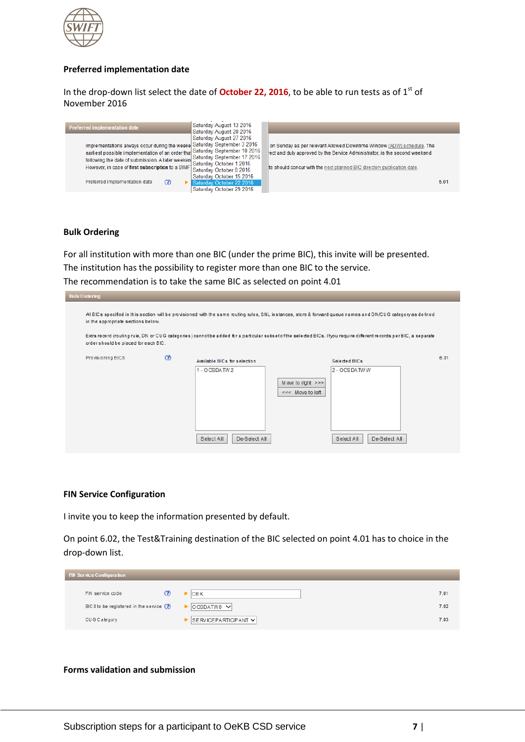## Preferred implementation date

In the drop-down list select the date of **October 22, 2016**, to be able to run tests as of 1st of November 2016

## Bulk Ordering

For all institution with more than one BIC (under the prime BIC), this invite will be presented. The institution has the possibility to register more than one BIC to the service. The recommendation is to take the same BIC as selected on point 4.01

## FIN Service Configuration

I invite you to keep the information presented by default.

On point 6.02, the Test&Training destination of the BIC selected on point 4.01 has to choice in the drop-down list.

## Forms validation and submission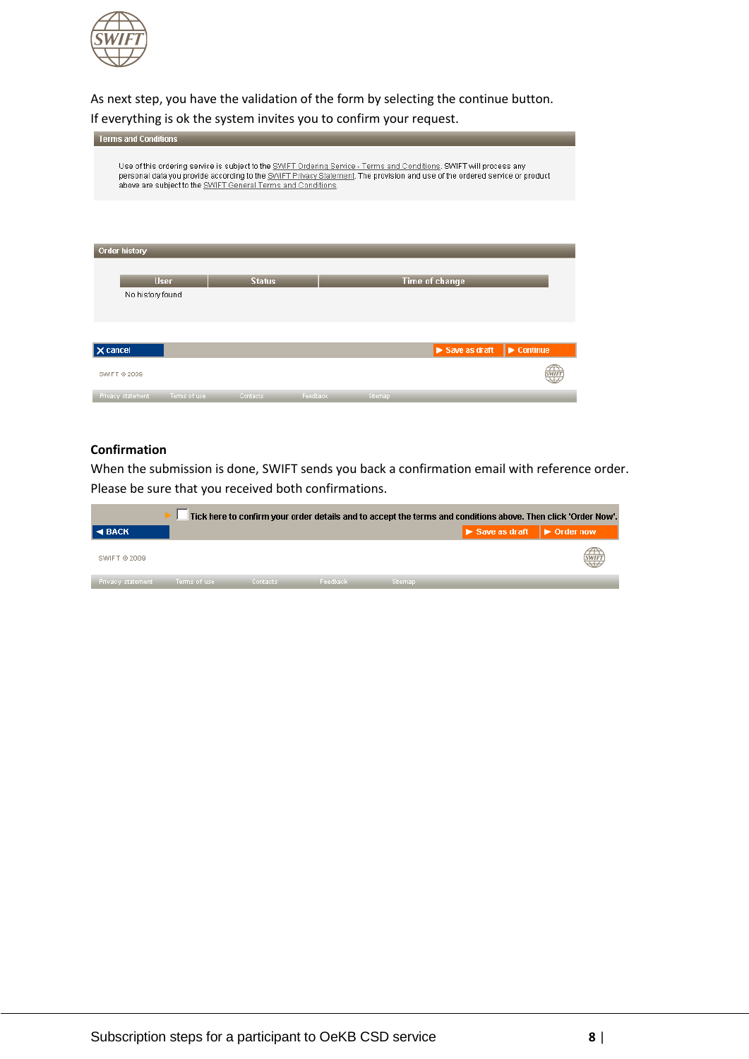As next step, you have the validation of the form by selecting the continue button.

If everything is ok the system invites you to confirm your request.

**Terms and Conditions**

Use of this ordering service is subject to the SWIFT Ordering Service - Terms and Conditions. SWIFT will process any personal data you provide according to the SWIFT Privacy Statement. The provision and use of the ordered service or product above are subject to the SWIFT General Terms and Conditions

**Order history**

| User | Status | Time of change |
|---|---|---|
| No history found | | |

cancel | Save as draft | Continue

SWIFT © 2009

Privacy statement | Terms of use | Contacts | Feedback | Sitemap

### Confirmation

When the submission is done, SWIFT sends you back a confirmation email with reference order. Please be sure that you received both confirmations.

Tick here to confirm your order details and to accept the terms and conditions above. Then click 'Order Now'.

BACK | Save as draft | Order now

SWIFT © 2009

Privacy statement | Terms of use | Contacts | Feedback | Sitemap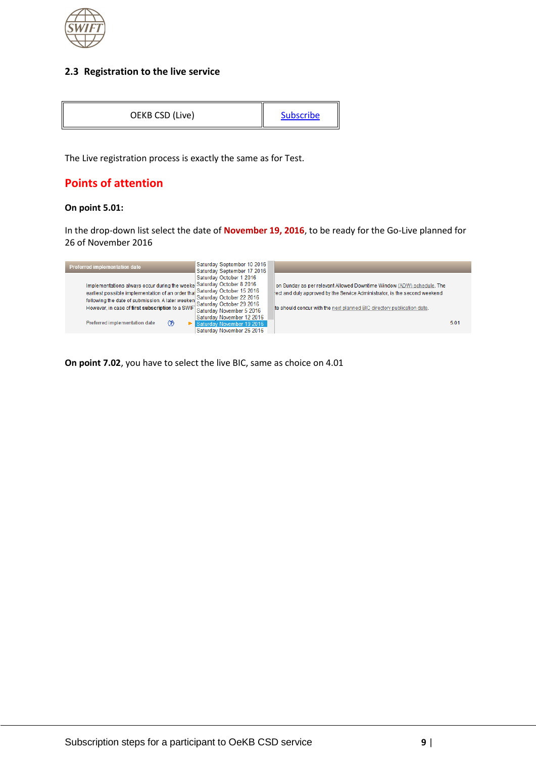## 2.3 Registration to the live service

| | |
|---|---|
| OEKB CSD (Live) | Subscribe |

The Live registration process is exactly the same as for Test.

## Points of attention

**On point 5.01:**

In the drop-down list select the date of **November 19, 2016**, to be ready for the Go-Live planned for 26 of November 2016

Preferred implementation date

Implementations always occur during the weeke... on Sunday as per relevant Allowed Downtime Window (ADW) schedule. The earliest possible implementation of an order tha... ect and duly approved by the Service Administrator, is the second weekend following the date of submission. A later weeken...
However, in case of first subscription to a SWIF... te should concur with the next planned BIC directory publication date.

Preferred implementation date

Saturday September 10 2016
Saturday September 17 2016
Saturday October 1 2016
Saturday October 8 2016
Saturday October 15 2016
Saturday October 22 2016
Saturday October 29 2016
Saturday November 5 2016
Saturday November 12 2016
Saturday November 19 2016
Saturday November 26 2016

5.01

**On point 7.02**, you have to select the live BIC, same as choice on 4.01